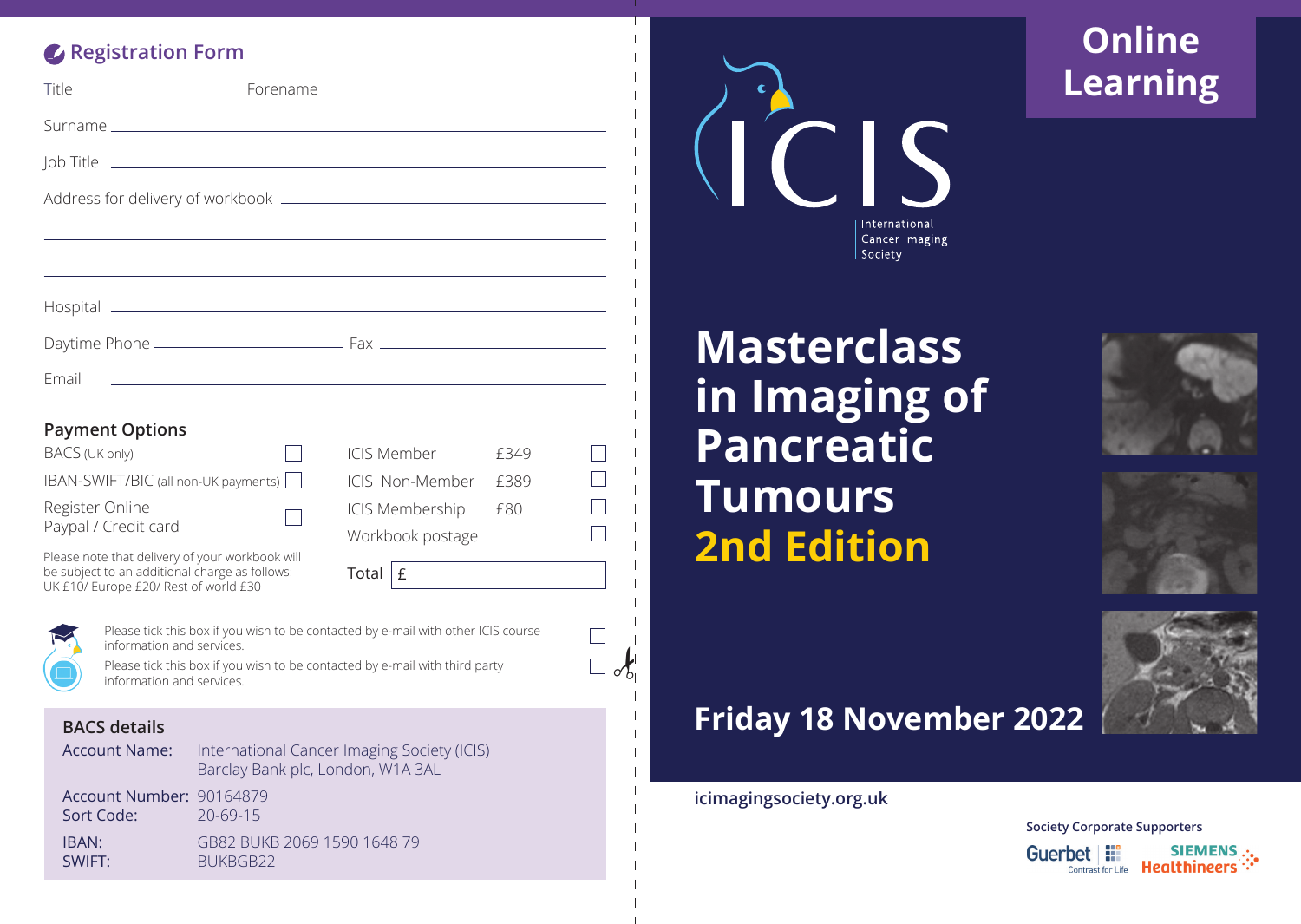## Registration Form

Title ____________________ Forename ________________________________________

Surname ________________________________________________________________

Job Title _______________________________________________________________

Address for delivery of workbook _____________________________________________

_________________________________________________________________________

_________________________________________________________________________

Hospital ________________________________________________________________

Daytime Phone ______________________ Fax ____________________________

Email ___________________________________________________________________

### Payment Options

| | | | | |
|---|---|---|---|---|
| BACS (UK only) | ☐ | ICIS Member | £349 | ☐ |
| IBAN-SWIFT/BIC (all non-UK payments) | ☐ | ICIS Non-Member | £389 | ☐ |
| Register Online<br>Paypal / Credit card | ☐ | ICIS Membership | £80 | ☐ |
| | | Workbook postage | | ☐ |

Please note that delivery of your workbook will be subject to an additional charge as follows: UK £10/ Europe £20/ Rest of world £30

Total £

Please tick this box if you wish to be contacted by e-mail with other ICIS course information and services. ☐

Please tick this box if you wish to be contacted by e-mail with third party information and services. ☐

### BACS details

| | |
|---|---|
| Account Name: | International Cancer Imaging Society (ICIS)<br>Barclay Bank plc, London, W1A 3AL |
| Account Number: | 90164879 |
| Sort Code: | 20-69-15 |
| IBAN: | GB82 BUKB 2069 1590 1648 79 |
| SWIFT: | BUKBGB22 |

ICIS International Cancer Imaging Society

**Online Learning**

# Masterclass in Imaging of Pancreatic Tumours 2nd Edition

## Friday 18 November 2022

icimagingsociety.org.uk

Society Corporate Supporters

Guerbet Contrast for Life

SIEMENS Healthineers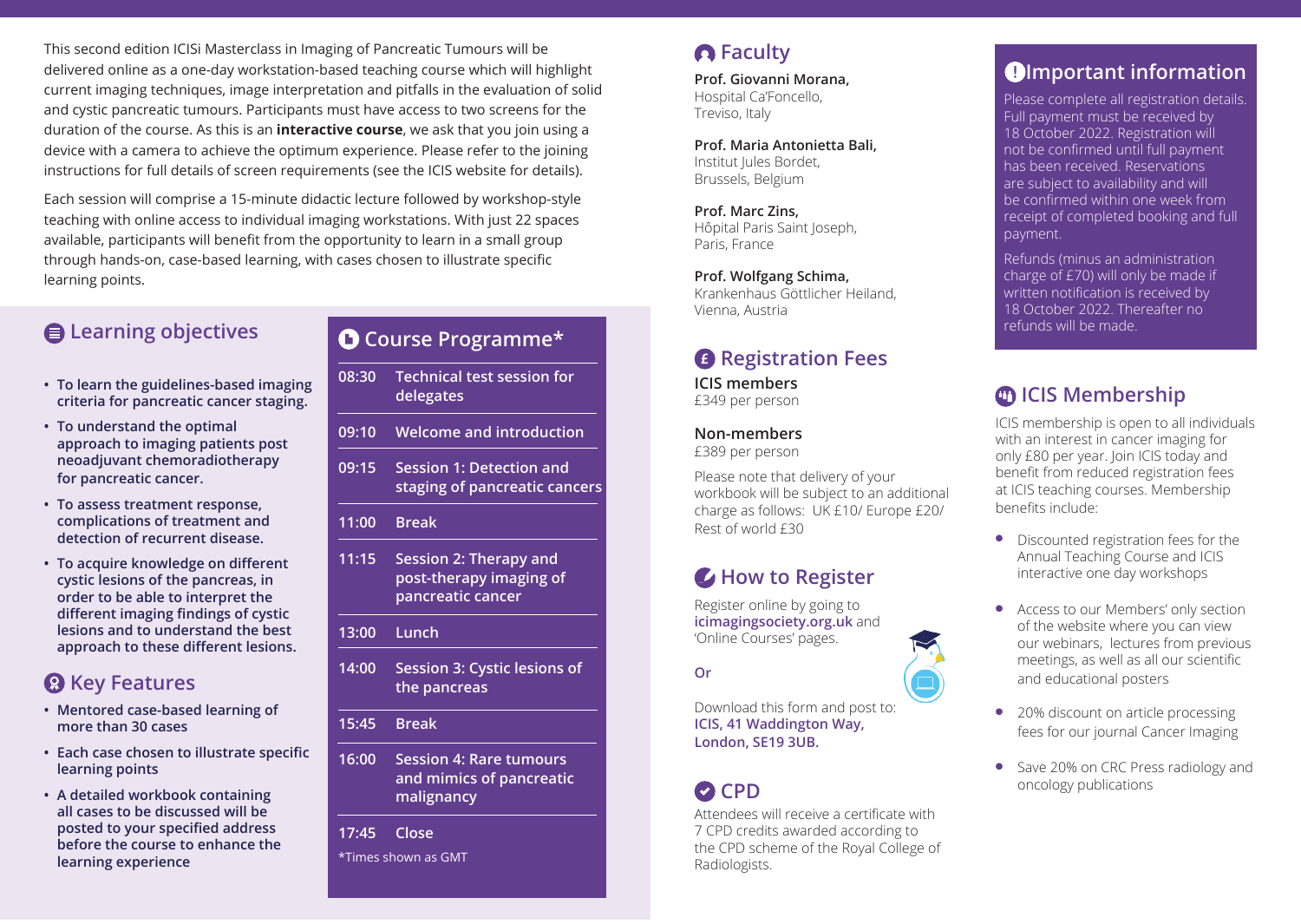This second edition ICISi Masterclass in Imaging of Pancreatic Tumours will be delivered online as a one-day workstation-based teaching course which will highlight current imaging techniques, image interpretation and pitfalls in the evaluation of solid and cystic pancreatic tumours. Participants must have access to two screens for the duration of the course. As this is an **interactive course**, we ask that you join using a device with a camera to achieve the optimum experience. Please refer to the joining instructions for full details of screen requirements (see the ICIS website for details).

Each session will comprise a 15-minute didactic lecture followed by workshop-style teaching with online access to individual imaging workstations. With just 22 spaces available, participants will benefit from the opportunity to learn in a small group through hands-on, case-based learning, with cases chosen to illustrate specific learning points.

## Learning objectives

- **To learn the guidelines-based imaging criteria for pancreatic cancer staging.**
- **To understand the optimal approach to imaging patients post neoadjuvant chemoradiotherapy for pancreatic cancer.**
- **To assess treatment response, complications of treatment and detection of recurrent disease.**
- **To acquire knowledge on different cystic lesions of the pancreas, in order to be able to interpret the different imaging findings of cystic lesions and to understand the best approach to these different lesions.**

## Key Features

- **Mentored case-based learning of more than 30 cases**
- **Each case chosen to illustrate specific learning points**
- **A detailed workbook containing all cases to be discussed will be posted to your specified address before the course to enhance the learning experience**

## Course Programme*

| | |
|---|---|
| 08:30 | Technical test session for delegates |
| 09:10 | Welcome and introduction |
| 09:15 | Session 1: Detection and staging of pancreatic cancers |
| 11:00 | Break |
| 11:15 | Session 2: Therapy and post-therapy imaging of pancreatic cancer |
| 13:00 | Lunch |
| 14:00 | Session 3: Cystic lesions of the pancreas |
| 15:45 | Break |
| 16:00 | Session 4: Rare tumours and mimics of pancreatic malignancy |
| 17:45 | Close |

*Times shown as GMT

## Faculty

**Prof. Giovanni Morana,**
Hospital Ca'Foncello,
Treviso, Italy

**Prof. Maria Antonietta Bali,**
Institut Jules Bordet,
Brussels, Belgium

**Prof. Marc Zins,**
Hôpital Paris Saint Joseph,
Paris, France

**Prof. Wolfgang Schima,**
Krankenhaus Göttlicher Heiland,
Vienna, Austria

## Registration Fees

**ICIS members**
£349 per person

**Non-members**
£389 per person

Please note that delivery of your workbook will be subject to an additional charge as follows: UK £10/ Europe £20/ Rest of world £30

## How to Register

Register online by going to **icimagingsociety.org.uk** and 'Online Courses' pages.

**Or**

Download this form and post to:
**ICIS, 41 Waddington Way, London, SE19 3UB.**

## CPD

Attendees will receive a certificate with 7 CPD credits awarded according to the CPD scheme of the Royal College of Radiologists.

## Important information

Please complete all registration details. Full payment must be received by 18 October 2022. Registration will not be confirmed until full payment has been received. Reservations are subject to availability and will be confirmed within one week from receipt of completed booking and full payment.

Refunds (minus an administration charge of £70) will only be made if written notification is received by 18 October 2022. Thereafter no refunds will be made.

## ICIS Membership

ICIS membership is open to all individuals with an interest in cancer imaging for only £80 per year. Join ICIS today and benefit from reduced registration fees at ICIS teaching courses. Membership benefits include:

- Discounted registration fees for the Annual Teaching Course and ICIS interactive one day workshops
- Access to our Members' only section of the website where you can view our webinars, lectures from previous meetings, as well as all our scientific and educational posters
- 20% discount on article processing fees for our journal Cancer Imaging
- Save 20% on CRC Press radiology and oncology publications